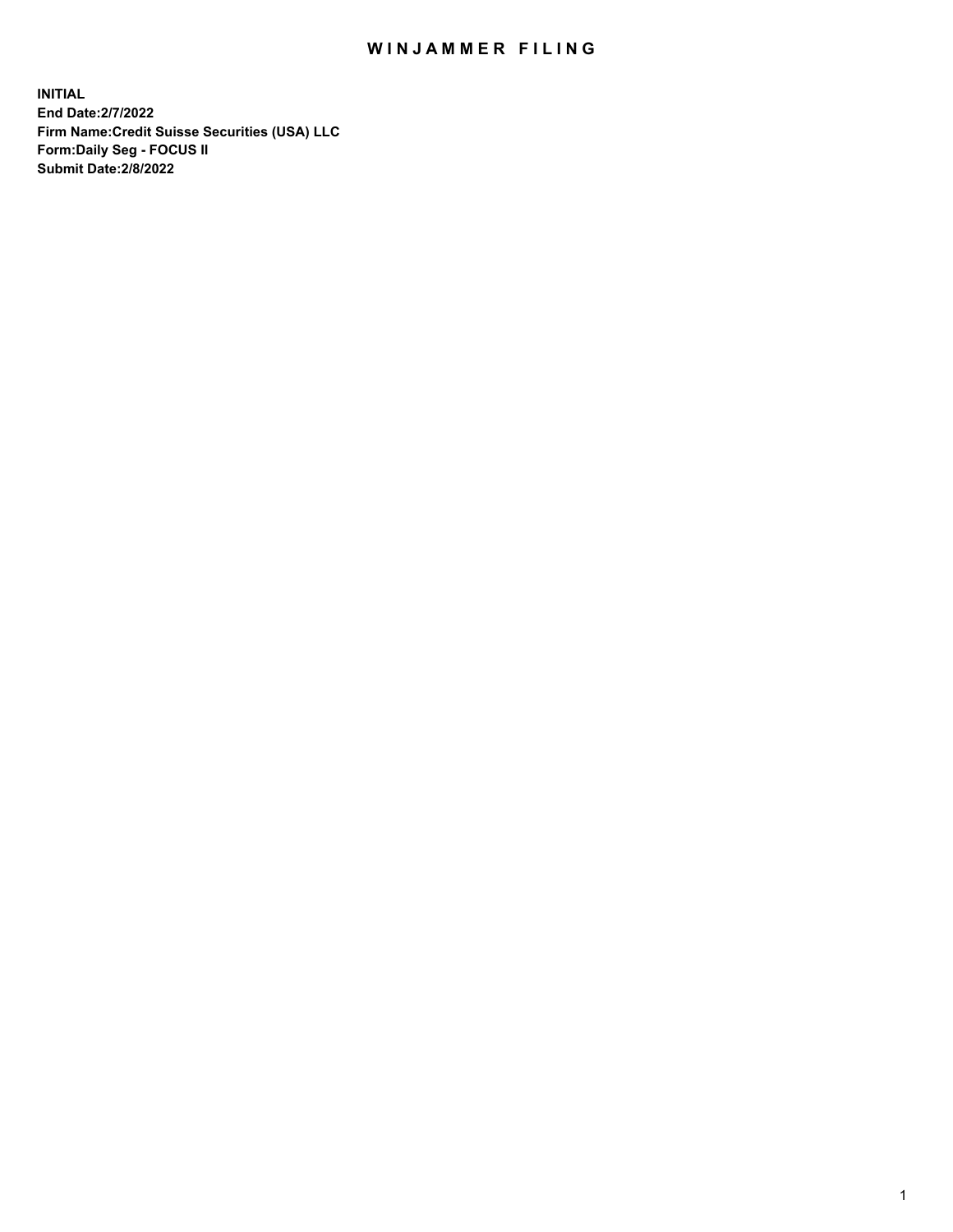# WINJAMMER FILING

**INITIAL**
**End Date:2/7/2022**
**Firm Name:Credit Suisse Securities (USA) LLC**
**Form:Daily Seg - FOCUS II**
**Submit Date:2/8/2022**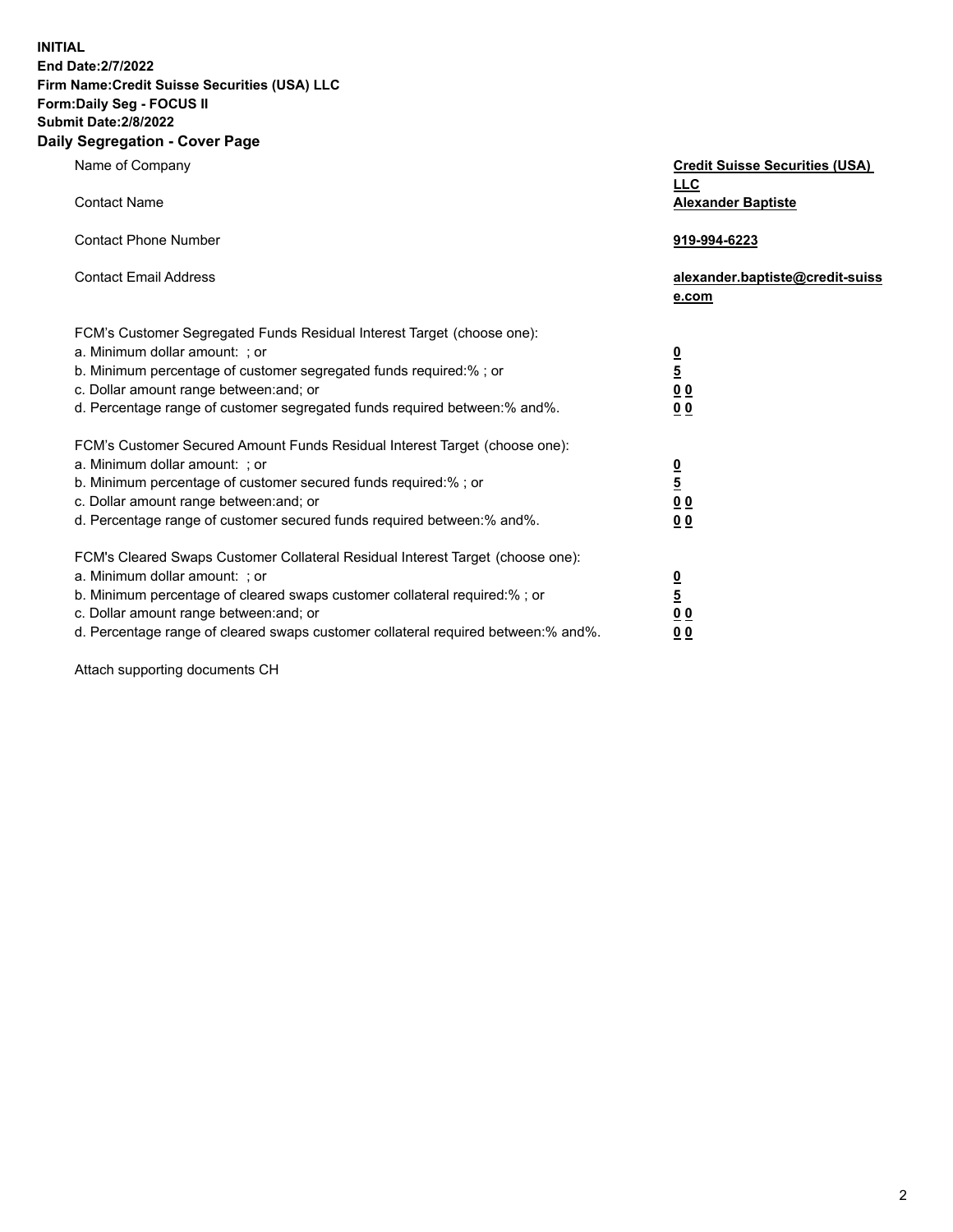**INITIAL**
**End Date:2/7/2022**
**Firm Name:Credit Suisse Securities (USA) LLC**
**Form:Daily Seg - FOCUS II**
**Submit Date:2/8/2022**

## Daily Segregation - Cover Page

| | |
|---|---|
| Name of Company | **Credit Suisse Securities (USA) LLC** |
| Contact Name | **Alexander Baptiste** |
| Contact Phone Number | **919-994-6223** |
| Contact Email Address | **alexander.baptiste@credit-suisse.com** |

FCM's Customer Segregated Funds Residual Interest Target (choose one):

| | |
|---|---|
| a. Minimum dollar amount: ; or | **0** |
| b. Minimum percentage of customer segregated funds required:% ; or | **5** |
| c. Dollar amount range between:and; or | **0 0** |
| d. Percentage range of customer segregated funds required between:% and%. | **0 0** |

FCM's Customer Secured Amount Funds Residual Interest Target (choose one):

| | |
|---|---|
| a. Minimum dollar amount: ; or | **0** |
| b. Minimum percentage of customer secured funds required:% ; or | **5** |
| c. Dollar amount range between:and; or | **0 0** |
| d. Percentage range of customer secured funds required between:% and%. | **0 0** |

FCM's Cleared Swaps Customer Collateral Residual Interest Target (choose one):

| | |
|---|---|
| a. Minimum dollar amount: ; or | **0** |
| b. Minimum percentage of cleared swaps customer collateral required:% ; or | **5** |
| c. Dollar amount range between:and; or | **0 0** |
| d. Percentage range of cleared swaps customer collateral required between:% and%. | **0 0** |

Attach supporting documents CH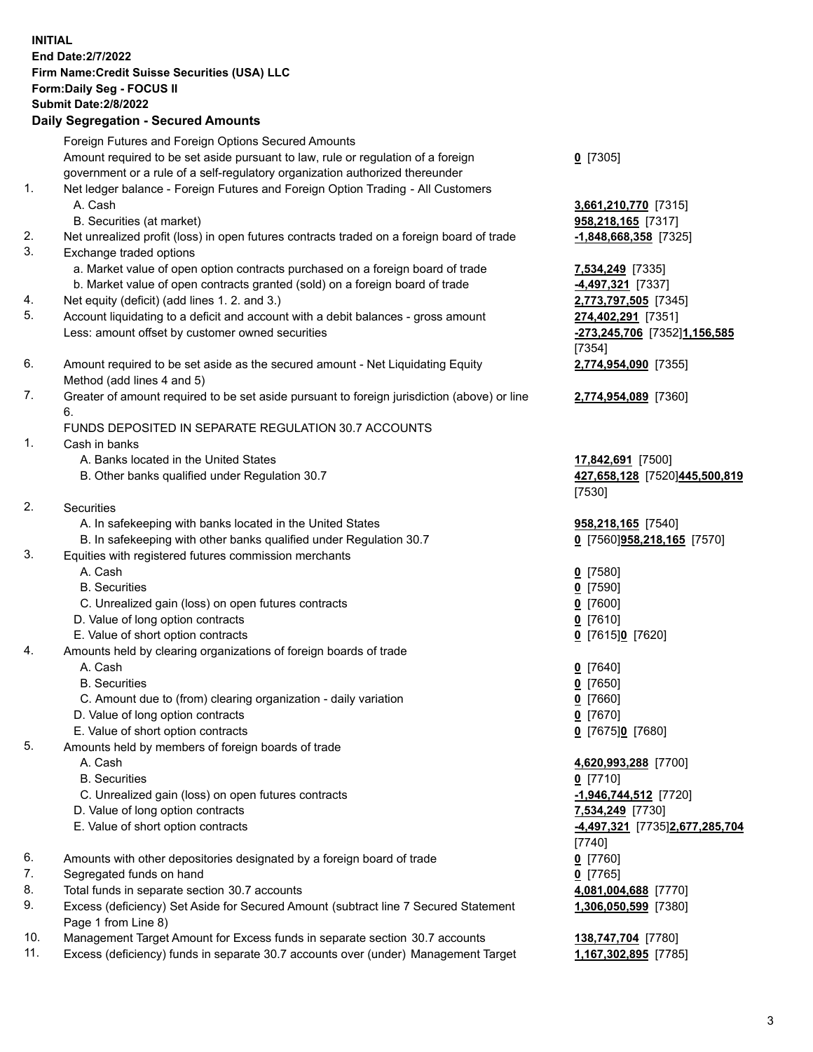**INITIAL**
**End Date:2/7/2022**
**Firm Name:Credit Suisse Securities (USA) LLC**
**Form:Daily Seg - FOCUS II**
**Submit Date:2/8/2022**

## Daily Segregation - Secured Amounts

| | | |
|---|---|---|
| | Foreign Futures and Foreign Options Secured Amounts | |
| | Amount required to be set aside pursuant to law, rule or regulation of a foreign government or a rule of a self-regulatory organization authorized thereunder | **0** [7305] |
| 1. | Net ledger balance - Foreign Futures and Foreign Option Trading - All Customers | |
| | A. Cash | **3,661,210,770** [7315] |
| | B. Securities (at market) | **958,218,165** [7317] |
| 2. | Net unrealized profit (loss) in open futures contracts traded on a foreign board of trade | **-1,848,668,358** [7325] |
| 3. | Exchange traded options | |
| | a. Market value of open option contracts purchased on a foreign board of trade | **7,534,249** [7335] |
| | b. Market value of open contracts granted (sold) on a foreign board of trade | **-4,497,321** [7337] |
| 4. | Net equity (deficit) (add lines 1. 2. and 3.) | **2,773,797,505** [7345] |
| 5. | Account liquidating to a deficit and account with a debit balances - gross amount | **274,402,291** [7351] |
| | Less: amount offset by customer owned securities | **-273,245,706** [7352]**1,156,585** [7354] |
| 6. | Amount required to be set aside as the secured amount - Net Liquidating Equity Method (add lines 4 and 5) | **2,774,954,090** [7355] |
| 7. | Greater of amount required to be set aside pursuant to foreign jurisdiction (above) or line 6. | **2,774,954,089** [7360] |
| | FUNDS DEPOSITED IN SEPARATE REGULATION 30.7 ACCOUNTS | |
| 1. | Cash in banks | |
| | A. Banks located in the United States | **17,842,691** [7500] |
| | B. Other banks qualified under Regulation 30.7 | **427,658,128** [7520]**445,500,819** [7530] |
| 2. | Securities | |
| | A. In safekeeping with banks located in the United States | **958,218,165** [7540] |
| | B. In safekeeping with other banks qualified under Regulation 30.7 | **0** [7560]**958,218,165** [7570] |
| 3. | Equities with registered futures commission merchants | |
| | A. Cash | **0** [7580] |
| | B. Securities | **0** [7590] |
| | C. Unrealized gain (loss) on open futures contracts | **0** [7600] |
| | D. Value of long option contracts | **0** [7610] |
| | E. Value of short option contracts | **0** [7615]**0** [7620] |
| 4. | Amounts held by clearing organizations of foreign boards of trade | |
| | A. Cash | **0** [7640] |
| | B. Securities | **0** [7650] |
| | C. Amount due to (from) clearing organization - daily variation | **0** [7660] |
| | D. Value of long option contracts | **0** [7670] |
| | E. Value of short option contracts | **0** [7675]**0** [7680] |
| 5. | Amounts held by members of foreign boards of trade | |
| | A. Cash | **4,620,993,288** [7700] |
| | B. Securities | **0** [7710] |
| | C. Unrealized gain (loss) on open futures contracts | **-1,946,744,512** [7720] |
| | D. Value of long option contracts | **7,534,249** [7730] |
| | E. Value of short option contracts | **-4,497,321** [7735]**2,677,285,704** [7740] |
| 6. | Amounts with other depositories designated by a foreign board of trade | **0** [7760] |
| 7. | Segregated funds on hand | **0** [7765] |
| 8. | Total funds in separate section 30.7 accounts | **4,081,004,688** [7770] |
| 9. | Excess (deficiency) Set Aside for Secured Amount (subtract line 7 Secured Statement Page 1 from Line 8) | **1,306,050,599** [7380] |
| 10. | Management Target Amount for Excess funds in separate section 30.7 accounts | **138,747,704** [7780] |
| 11. | Excess (deficiency) funds in separate 30.7 accounts over (under) Management Target | **1,167,302,895** [7785] |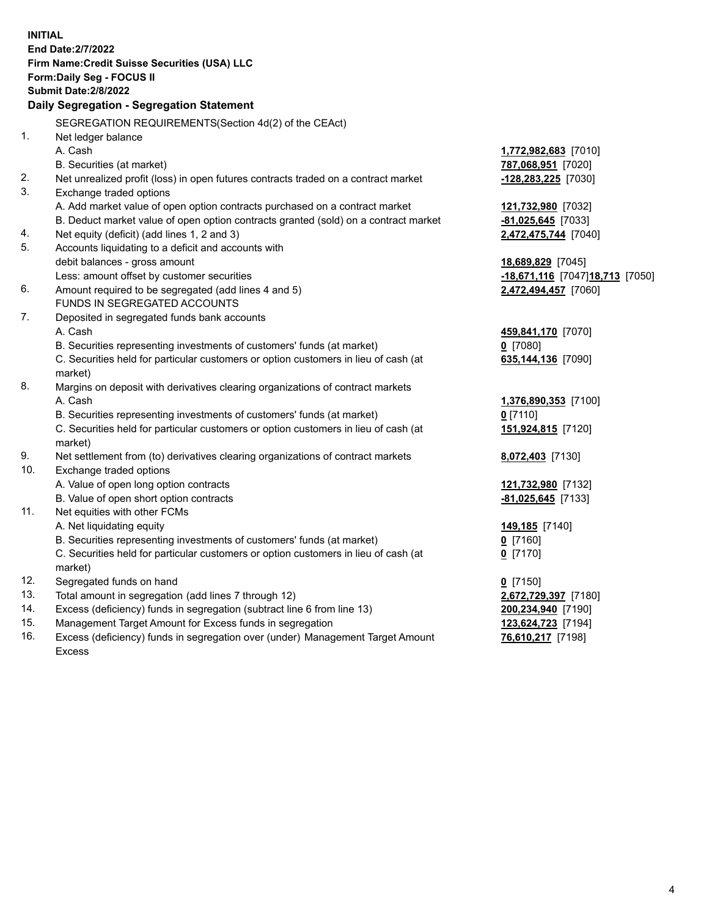**INITIAL**
**End Date:2/7/2022**
**Firm Name:Credit Suisse Securities (USA) LLC**
**Form:Daily Seg - FOCUS II**
**Submit Date:2/8/2022**

## Daily Segregation - Segregation Statement

SEGREGATION REQUIREMENTS(Section 4d(2) of the CEAct)

| | | |
|---|---|---|
| 1. | Net ledger balance | |
| | A. Cash | **1,772,982,683** [7010] |
| | B. Securities (at market) | **787,068,951** [7020] |
| 2. | Net unrealized profit (loss) in open futures contracts traded on a contract market | **-128,283,225** [7030] |
| 3. | Exchange traded options | |
| | A. Add market value of open option contracts purchased on a contract market | **121,732,980** [7032] |
| | B. Deduct market value of open option contracts granted (sold) on a contract market | **-81,025,645** [7033] |
| 4. | Net equity (deficit) (add lines 1, 2 and 3) | **2,472,475,744** [7040] |
| 5. | Accounts liquidating to a deficit and accounts with debit balances - gross amount | **18,689,829** [7045] |
| | Less: amount offset by customer securities | **-18,671,116** [7047] **18,713** [7050] |
| 6. | Amount required to be segregated (add lines 4 and 5) | **2,472,494,457** [7060] |
| | FUNDS IN SEGREGATED ACCOUNTS | |
| 7. | Deposited in segregated funds bank accounts | |
| | A. Cash | **459,841,170** [7070] |
| | B. Securities representing investments of customers' funds (at market) | **0** [7080] |
| | C. Securities held for particular customers or option customers in lieu of cash (at market) | **635,144,136** [7090] |
| 8. | Margins on deposit with derivatives clearing organizations of contract markets | |
| | A. Cash | **1,376,890,353** [7100] |
| | B. Securities representing investments of customers' funds (at market) | **0** [7110] |
| | C. Securities held for particular customers or option customers in lieu of cash (at market) | **151,924,815** [7120] |
| 9. | Net settlement from (to) derivatives clearing organizations of contract markets | **8,072,403** [7130] |
| 10. | Exchange traded options | |
| | A. Value of open long option contracts | **121,732,980** [7132] |
| | B. Value of open short option contracts | **-81,025,645** [7133] |
| 11. | Net equities with other FCMs | |
| | A. Net liquidating equity | **149,185** [7140] |
| | B. Securities representing investments of customers' funds (at market) | **0** [7160] |
| | C. Securities held for particular customers or option customers in lieu of cash (at market) | **0** [7170] |
| 12. | Segregated funds on hand | **0** [7150] |
| 13. | Total amount in segregation (add lines 7 through 12) | **2,672,729,397** [7180] |
| 14. | Excess (deficiency) funds in segregation (subtract line 6 from line 13) | **200,234,940** [7190] |
| 15. | Management Target Amount for Excess funds in segregation | **123,624,723** [7194] |
| 16. | Excess (deficiency) funds in segregation over (under) Management Target Amount Excess | **76,610,217** [7198] |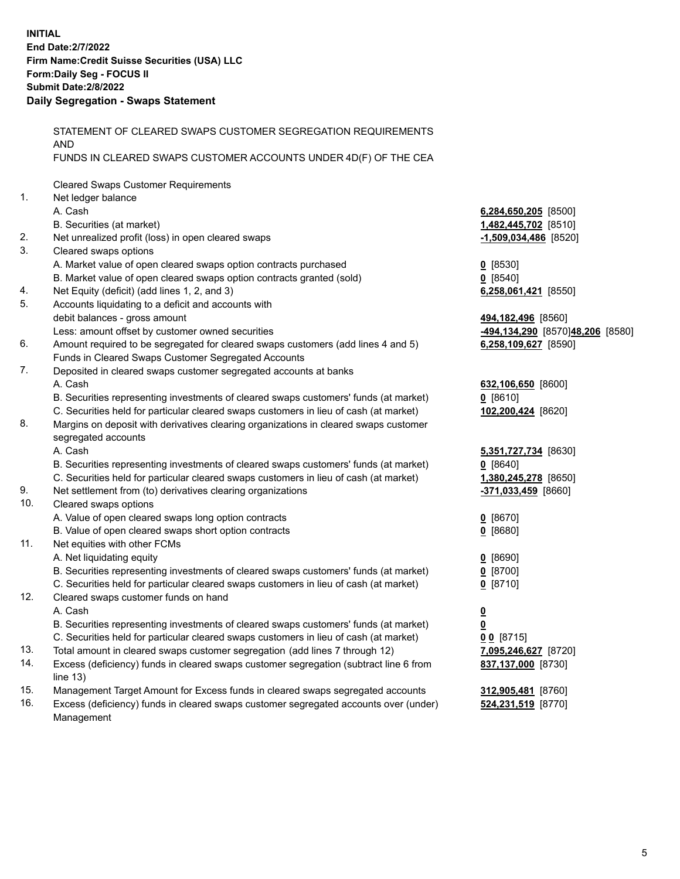**INITIAL**
**End Date:2/7/2022**
**Firm Name:Credit Suisse Securities (USA) LLC**
**Form:Daily Seg - FOCUS II**
**Submit Date:2/8/2022**
**Daily Segregation - Swaps Statement**

STATEMENT OF CLEARED SWAPS CUSTOMER SEGREGATION REQUIREMENTS AND FUNDS IN CLEARED SWAPS CUSTOMER ACCOUNTS UNDER 4D(F) OF THE CEA

| | | |
|---|---|---|
| | Cleared Swaps Customer Requirements | |
| 1. | Net ledger balance | |
| | A. Cash | **6,284,650,205** [8500] |
| | B. Securities (at market) | **1,482,445,702** [8510] |
| 2. | Net unrealized profit (loss) in open cleared swaps | **-1,509,034,486** [8520] |
| 3. | Cleared swaps options | |
| | A. Market value of open cleared swaps option contracts purchased | **0** [8530] |
| | B. Market value of open cleared swaps option contracts granted (sold) | **0** [8540] |
| 4. | Net Equity (deficit) (add lines 1, 2, and 3) | **6,258,061,421** [8550] |
| 5. | Accounts liquidating to a deficit and accounts with debit balances - gross amount | **494,182,496** [8560] |
| | Less: amount offset by customer owned securities | **-494,134,290** [8570]**48,206** [8580] |
| 6. | Amount required to be segregated for cleared swaps customers (add lines 4 and 5) | **6,258,109,627** [8590] |
| | Funds in Cleared Swaps Customer Segregated Accounts | |
| 7. | Deposited in cleared swaps customer segregated accounts at banks | |
| | A. Cash | **632,106,650** [8600] |
| | B. Securities representing investments of cleared swaps customers' funds (at market) | **0** [8610] |
| | C. Securities held for particular cleared swaps customers in lieu of cash (at market) | **102,200,424** [8620] |
| 8. | Margins on deposit with derivatives clearing organizations in cleared swaps customer segregated accounts | |
| | A. Cash | **5,351,727,734** [8630] |
| | B. Securities representing investments of cleared swaps customers' funds (at market) | **0** [8640] |
| | C. Securities held for particular cleared swaps customers in lieu of cash (at market) | **1,380,245,278** [8650] |
| 9. | Net settlement from (to) derivatives clearing organizations | **-371,033,459** [8660] |
| 10. | Cleared swaps options | |
| | A. Value of open cleared swaps long option contracts | **0** [8670] |
| | B. Value of open cleared swaps short option contracts | **0** [8680] |
| 11. | Net equities with other FCMs | |
| | A. Net liquidating equity | **0** [8690] |
| | B. Securities representing investments of cleared swaps customers' funds (at market) | **0** [8700] |
| | C. Securities held for particular cleared swaps customers in lieu of cash (at market) | **0** [8710] |
| 12. | Cleared swaps customer funds on hand | |
| | A. Cash | **0** |
| | B. Securities representing investments of cleared swaps customers' funds (at market) | **0** |
| | C. Securities held for particular cleared swaps customers in lieu of cash (at market) | **0** **0** [8715] |
| 13. | Total amount in cleared swaps customer segregation (add lines 7 through 12) | **7,095,246,627** [8720] |
| 14. | Excess (deficiency) funds in cleared swaps customer segregation (subtract line 6 from line 13) | **837,137,000** [8730] |
| 15. | Management Target Amount for Excess funds in cleared swaps segregated accounts | **312,905,481** [8760] |
| 16. | Excess (deficiency) funds in cleared swaps customer segregated accounts over (under) Management | **524,231,519** [8770] |